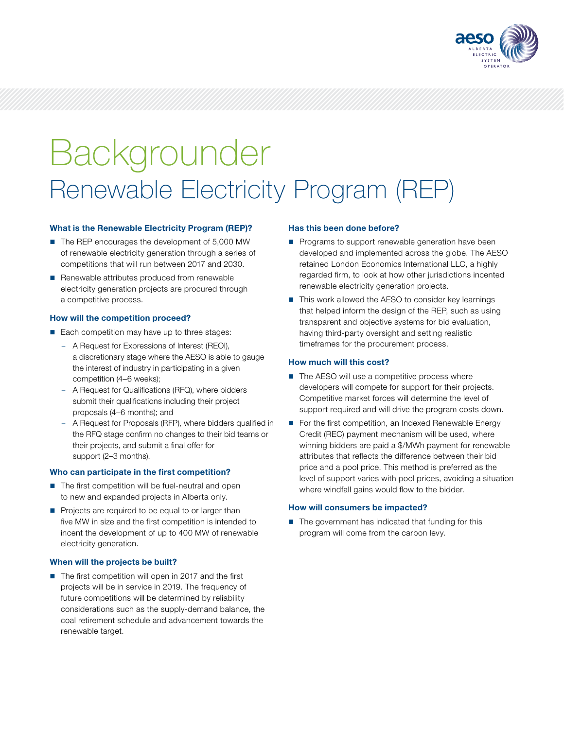# Backgrounder

## Renewable Electricity Program (REP)

### What is the Renewable Electricity Program (REP)?

- The REP encourages the development of 5,000 MW of renewable electricity generation through a series of competitions that will run between 2017 and 2030.
- Renewable attributes produced from renewable electricity generation projects are procured through a competitive process.

### How will the competition proceed?

- Each competition may have up to three stages:
  - A Request for Expressions of Interest (REOI), a discretionary stage where the AESO is able to gauge the interest of industry in participating in a given competition (4–6 weeks);
  - A Request for Qualifications (RFQ), where bidders submit their qualifications including their project proposals (4–6 months); and
  - A Request for Proposals (RFP), where bidders qualified in the RFQ stage confirm no changes to their bid teams or their projects, and submit a final offer for support (2–3 months).

### Who can participate in the first competition?

- The first competition will be fuel-neutral and open to new and expanded projects in Alberta only.
- Projects are required to be equal to or larger than five MW in size and the first competition is intended to incent the development of up to 400 MW of renewable electricity generation.

### When will the projects be built?

- The first competition will open in 2017 and the first projects will be in service in 2019. The frequency of future competitions will be determined by reliability considerations such as the supply-demand balance, the coal retirement schedule and advancement towards the renewable target.

### Has this been done before?

- Programs to support renewable generation have been developed and implemented across the globe. The AESO retained London Economics International LLC, a highly regarded firm, to look at how other jurisdictions incented renewable electricity generation projects.
- This work allowed the AESO to consider key learnings that helped inform the design of the REP, such as using transparent and objective systems for bid evaluation, having third-party oversight and setting realistic timeframes for the procurement process.

### How much will this cost?

- The AESO will use a competitive process where developers will compete for support for their projects. Competitive market forces will determine the level of support required and will drive the program costs down.
- For the first competition, an Indexed Renewable Energy Credit (REC) payment mechanism will be used, where winning bidders are paid a $/MWh payment for renewable attributes that reflects the difference between their bid price and a pool price. This method is preferred as the level of support varies with pool prices, avoiding a situation where windfall gains would flow to the bidder.

### How will consumers be impacted?

- The government has indicated that funding for this program will come from the carbon levy.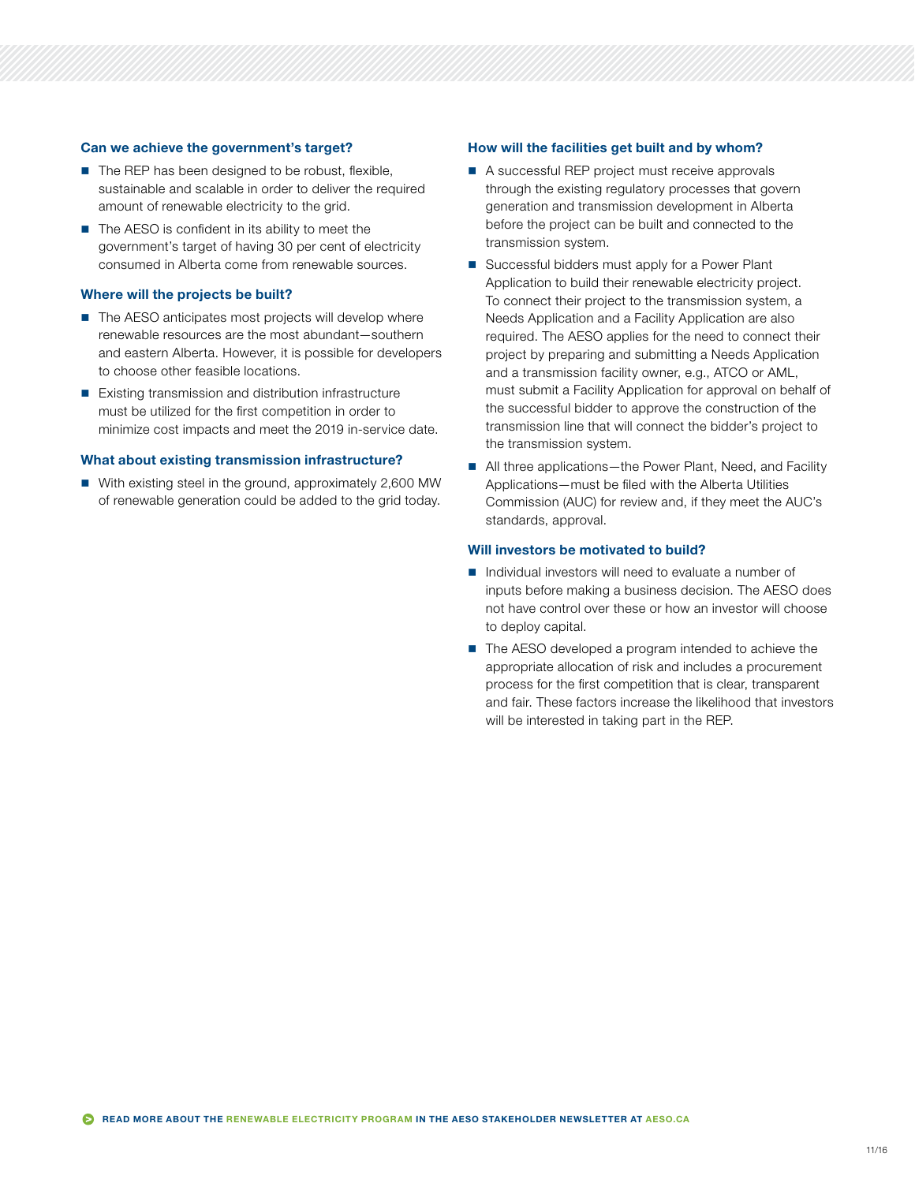### Can we achieve the government's target?

- The REP has been designed to be robust, flexible, sustainable and scalable in order to deliver the required amount of renewable electricity to the grid.
- The AESO is confident in its ability to meet the government's target of having 30 per cent of electricity consumed in Alberta come from renewable sources.

### Where will the projects be built?

- The AESO anticipates most projects will develop where renewable resources are the most abundant—southern and eastern Alberta. However, it is possible for developers to choose other feasible locations.
- Existing transmission and distribution infrastructure must be utilized for the first competition in order to minimize cost impacts and meet the 2019 in-service date.

### What about existing transmission infrastructure?

- With existing steel in the ground, approximately 2,600 MW of renewable generation could be added to the grid today.

### How will the facilities get built and by whom?

- A successful REP project must receive approvals through the existing regulatory processes that govern generation and transmission development in Alberta before the project can be built and connected to the transmission system.
- Successful bidders must apply for a Power Plant Application to build their renewable electricity project. To connect their project to the transmission system, a Needs Application and a Facility Application are also required. The AESO applies for the need to connect their project by preparing and submitting a Needs Application and a transmission facility owner, e.g., ATCO or AML, must submit a Facility Application for approval on behalf of the successful bidder to approve the construction of the transmission line that will connect the bidder's project to the transmission system.
- All three applications—the Power Plant, Need, and Facility Applications—must be filed with the Alberta Utilities Commission (AUC) for review and, if they meet the AUC's standards, approval.

### Will investors be motivated to build?

- Individual investors will need to evaluate a number of inputs before making a business decision. The AESO does not have control over these or how an investor will choose to deploy capital.
- The AESO developed a program intended to achieve the appropriate allocation of risk and includes a procurement process for the first competition that is clear, transparent and fair. These factors increase the likelihood that investors will be interested in taking part in the REP.

**READ MORE ABOUT THE RENEWABLE ELECTRICITY PROGRAM IN THE AESO STAKEHOLDER NEWSLETTER AT AESO.CA**